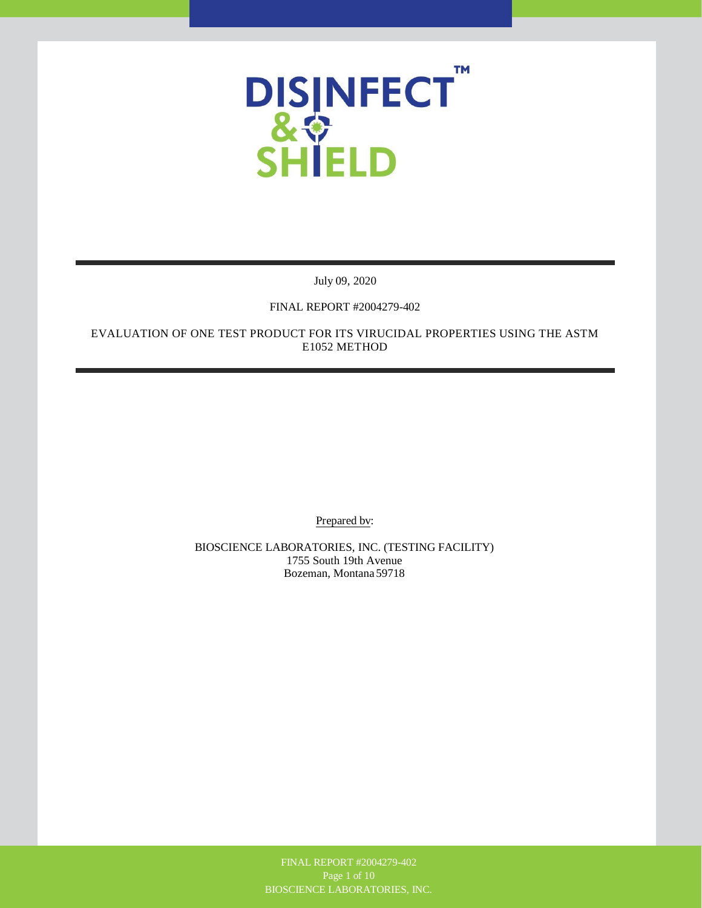# DISINFECT & SHIELD™

July 09, 2020

FINAL REPORT #2004279-402

EVALUATION OF ONE TEST PRODUCT FOR ITS VIRUCIDAL PROPERTIES USING THE ASTM E1052 METHOD

Prepared by:

BIOSCIENCE LABORATORIES, INC. (TESTING FACILITY)
1755 South 19th Avenue
Bozeman, Montana 59718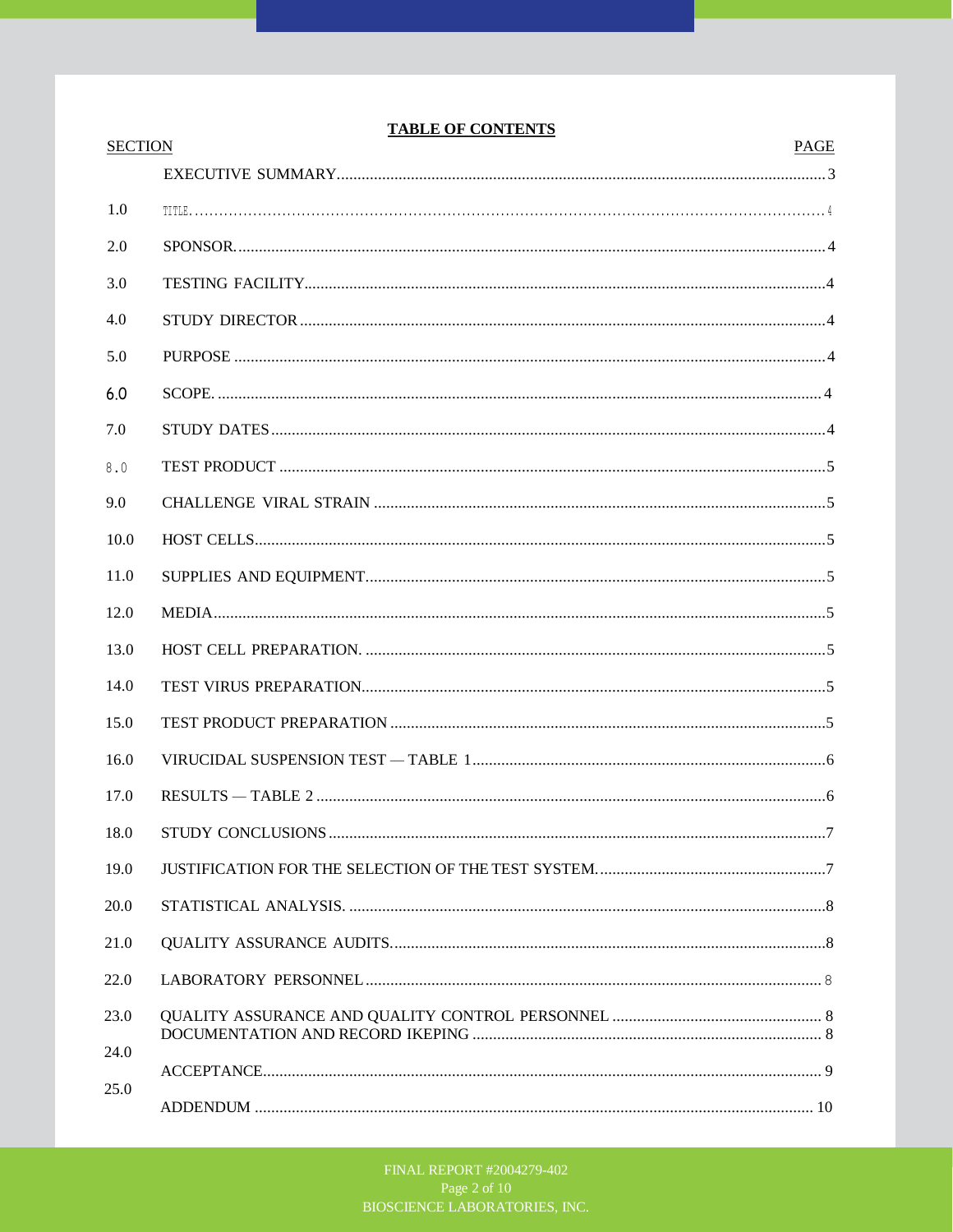## TABLE OF CONTENTS

| SECTION | | PAGE |
|---|---|---|
| | EXECUTIVE SUMMARY | 3 |
| 1.0 | TITLE | 4 |
| 2.0 | SPONSOR. | 4 |
| 3.0 | TESTING FACILITY | 4 |
| 4.0 | STUDY DIRECTOR | 4 |
| 5.0 | PURPOSE | 4 |
| 6.0 | SCOPE. | 4 |
| 7.0 | STUDY DATES | 4 |
| 8.0 | TEST PRODUCT | 5 |
| 9.0 | CHALLENGE VIRAL STRAIN | 5 |
| 10.0 | HOST CELLS | 5 |
| 11.0 | SUPPLIES AND EQUIPMENT | 5 |
| 12.0 | MEDIA | 5 |
| 13.0 | HOST CELL PREPARATION. | 5 |
| 14.0 | TEST VIRUS PREPARATION | 5 |
| 15.0 | TEST PRODUCT PREPARATION | 5 |
| 16.0 | VIRUCIDAL SUSPENSION TEST — TABLE 1 | 6 |
| 17.0 | RESULTS — TABLE 2 | 6 |
| 18.0 | STUDY CONCLUSIONS | 7 |
| 19.0 | JUSTIFICATION FOR THE SELECTION OF THE TEST SYSTEM. | 7 |
| 20.0 | STATISTICAL ANALYSIS. | 8 |
| 21.0 | QUALITY ASSURANCE AUDITS. | 8 |
| 22.0 | LABORATORY PERSONNEL | 8 |
| 23.0 | QUALITY ASSURANCE AND QUALITY CONTROL PERSONNEL | 8 |
| 24.0 | DOCUMENTATION AND RECORD IKEPING | 8 |
| 25.0 | ACCEPTANCE | 9 |
| | ADDENDUM | 10 |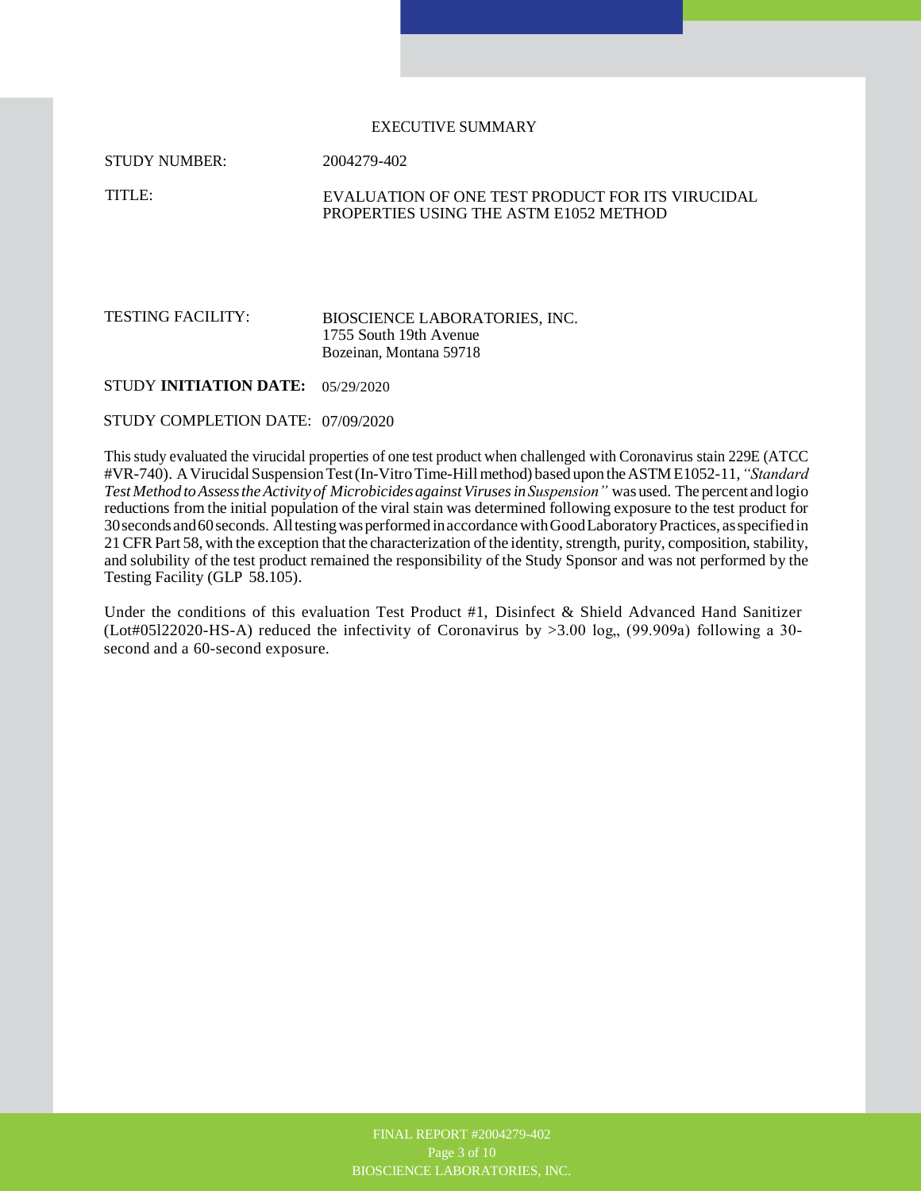# EXECUTIVE SUMMARY

STUDY NUMBER: 2004279-402

TITLE: EVALUATION OF ONE TEST PRODUCT FOR ITS VIRUCIDAL PROPERTIES USING THE ASTM E1052 METHOD

TESTING FACILITY: BIOSCIENCE LABORATORIES, INC.
1755 South 19th Avenue
Bozeinan, Montana 59718

STUDY **INITIATION DATE:** 05/29/2020

STUDY COMPLETION DATE: 07/09/2020

This study evaluated the virucidal properties of one test product when challenged with Coronavirus stain 229E (ATCC #VR-740). A Virucidal Suspension Test (In-Vitro Time-Hill method) based upon the ASTM E1052-11, *"Standard Test Method to Assess the Activity of Microbicides against Viruses in Suspension"* was used. The percent and logio reductions from the initial population of the viral stain was determined following exposure to the test product for 30 seconds and 60 seconds. All testing was performed in accordance with Good Laboratory Practices, as specified in 21 CFR Part 58, with the exception that the characterization of the identity, strength, purity, composition, stability, and solubility of the test product remained the responsibility of the Study Sponsor and was not performed by the Testing Facility (GLP 58.105).

Under the conditions of this evaluation Test Product #1, Disinfect & Shield Advanced Hand Sanitizer (Lot#05l22020-HS-A) reduced the infectivity of Coronavirus by >3.00 log„ (99.909a) following a 30-second and a 60-second exposure.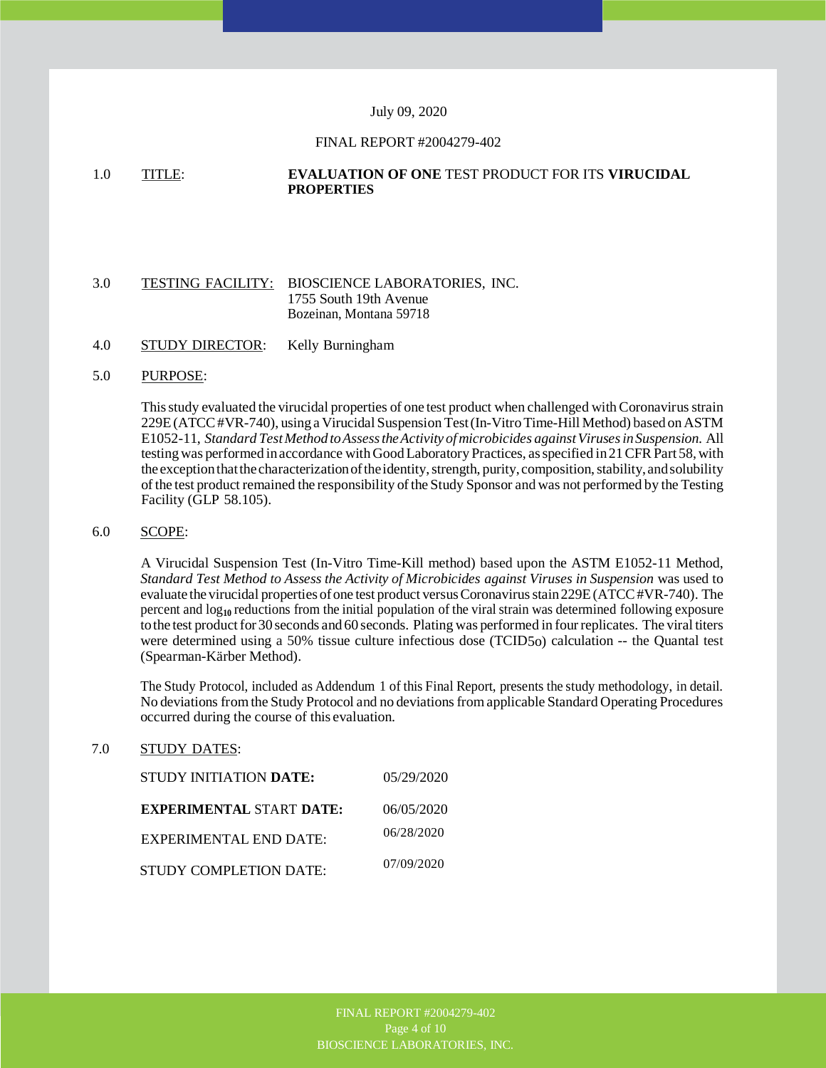July 09, 2020

FINAL REPORT #2004279-402

1.0 TITLE: **EVALUATION OF ONE** TEST PRODUCT FOR ITS **VIRUCIDAL PROPERTIES**

3.0 TESTING FACILITY: BIOSCIENCE LABORATORIES, INC.
1755 South 19th Avenue
Bozeinan, Montana 59718

4.0 STUDY DIRECTOR: Kelly Burningham

5.0 PURPOSE:

This study evaluated the virucidal properties of one test product when challenged with Coronavirus strain 229E (ATCC #VR-740), using a Virucidal Suspension Test (In-Vitro Time-Hill Method) based on ASTM E1052-11, *Standard Test Method to Assess the Activity of microbicides against Viruses in Suspension.* All testing was performed in accordance with Good Laboratory Practices, as specified in 21 CFR Part 58, with the exception that the characterization of the identity, strength, purity, composition, stability, and solubility of the test product remained the responsibility of the Study Sponsor and was not performed by the Testing Facility (GLP 58.105).

6.0 SCOPE:

A Virucidal Suspension Test (In-Vitro Time-Kill method) based upon the ASTM E1052-11 Method, *Standard Test Method to Assess the Activity of Microbicides against Viruses in Suspension* was used to evaluate the virucidal properties of one test product versus Coronavirus stain 229E (ATCC #VR-740). The percent and $\log_{10}$ reductions from the initial population of the viral strain was determined following exposure to the test product for 30 seconds and 60 seconds. Plating was performed in four replicates. The viral titers were determined using a 50% tissue culture infectious dose ($TCID_{50}$) calculation -- the Quantal test (Spearman-Kärber Method).

The Study Protocol, included as Addendum 1 of this Final Report, presents the study methodology, in detail. No deviations from the Study Protocol and no deviations from applicable Standard Operating Procedures occurred during the course of this evaluation.

7.0 STUDY DATES:

| | |
|---|---|
| STUDY INITIATION **DATE:** | 05/29/2020 |
| **EXPERIMENTAL** START **DATE:** | 06/05/2020 |
| EXPERIMENTAL END DATE: | 06/28/2020 |
| STUDY COMPLETION DATE: | 07/09/2020 |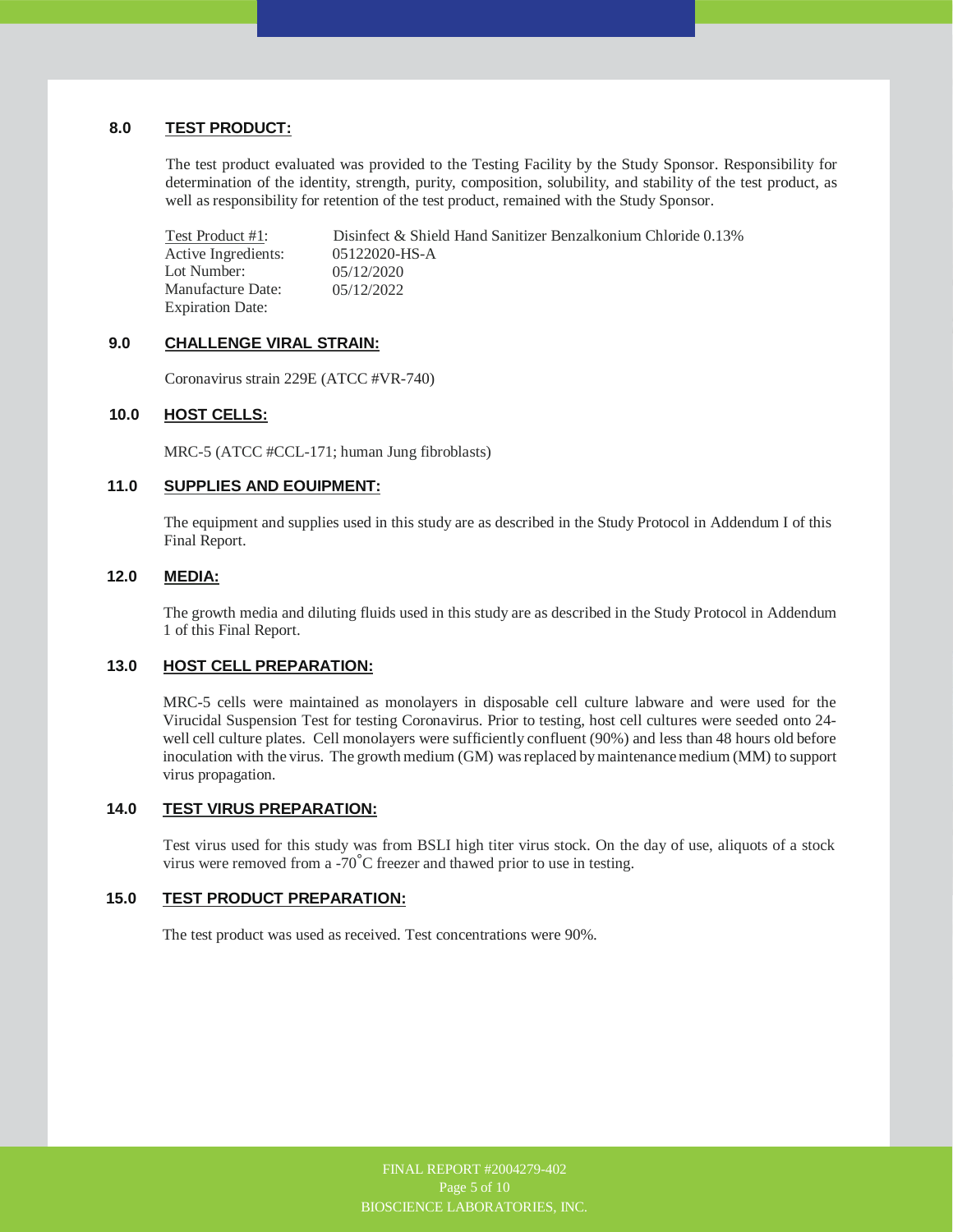## 8.0 TEST PRODUCT:

The test product evaluated was provided to the Testing Facility by the Study Sponsor. Responsibility for determination of the identity, strength, purity, composition, solubility, and stability of the test product, as well as responsibility for retention of the test product, remained with the Study Sponsor.

| Test Product #1: | Disinfect & Shield Hand Sanitizer Benzalkonium Chloride 0.13% |
|---|---|
| Active Ingredients: | 05122020-HS-A |
| Lot Number: | 05/12/2020 |
| Manufacture Date: | 05/12/2022 |
| Expiration Date: | |

## 9.0 CHALLENGE VIRAL STRAIN:

Coronavirus strain 229E (ATCC #VR-740)

## 10.0 HOST CELLS:

MRC-5 (ATCC #CCL-171; human Jung fibroblasts)

## 11.0 SUPPLIES AND EOUIPMENT:

The equipment and supplies used in this study are as described in the Study Protocol in Addendum I of this Final Report.

## 12.0 MEDIA:

The growth media and diluting fluids used in this study are as described in the Study Protocol in Addendum 1 of this Final Report.

## 13.0 HOST CELL PREPARATION:

MRC-5 cells were maintained as monolayers in disposable cell culture labware and were used for the Virucidal Suspension Test for testing Coronavirus. Prior to testing, host cell cultures were seeded onto 24-well cell culture plates. Cell monolayers were sufficiently confluent (90%) and less than 48 hours old before inoculation with the virus. The growth medium (GM) was replaced by maintenance medium (MM) to support virus propagation.

## 14.0 TEST VIRUS PREPARATION:

Test virus used for this study was from BSLI high titer virus stock. On the day of use, aliquots of a stock virus were removed from a -70˚C freezer and thawed prior to use in testing.

## 15.0 TEST PRODUCT PREPARATION:

The test product was used as received. Test concentrations were 90%.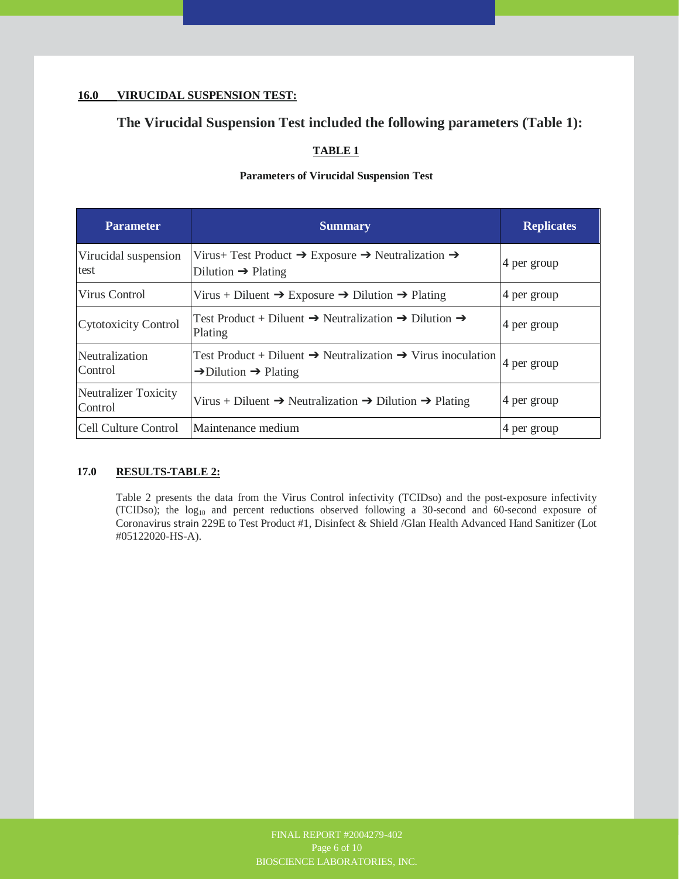## 16.0 VIRUCIDAL SUSPENSION TEST:

### The Virucidal Suspension Test included the following parameters (Table 1):

**TABLE 1**

**Parameters of Virucidal Suspension Test**

| Parameter | Summary | Replicates |
|---|---|---|
| Virucidal suspension test | Virus+ Test Product ➔ Exposure ➔ Neutralization ➔ Dilution ➔ Plating | 4 per group |
| Virus Control | Virus + Diluent ➔ Exposure ➔ Dilution ➔ Plating | 4 per group |
| Cytotoxicity Control | Test Product + Diluent ➔ Neutralization ➔ Dilution ➔ Plating | 4 per group |
| Neutralization Control | Test Product + Diluent ➔ Neutralization ➔ Virus inoculation ➔Dilution ➔ Plating | 4 per group |
| Neutralizer Toxicity Control | Virus + Diluent ➔ Neutralization ➔ Dilution ➔ Plating | 4 per group |
| Cell Culture Control | Maintenance medium | 4 per group |

## 17.0 RESULTS-TABLE 2:

Table 2 presents the data from the Virus Control infectivity (TCIDso) and the post-exposure infectivity (TCIDso); the $\log_{10}$ and percent reductions observed following a 30-second and 60-second exposure of Coronavirus strain 229E to Test Product #1, Disinfect & Shield /Glan Health Advanced Hand Sanitizer (Lot #05122020-HS-A).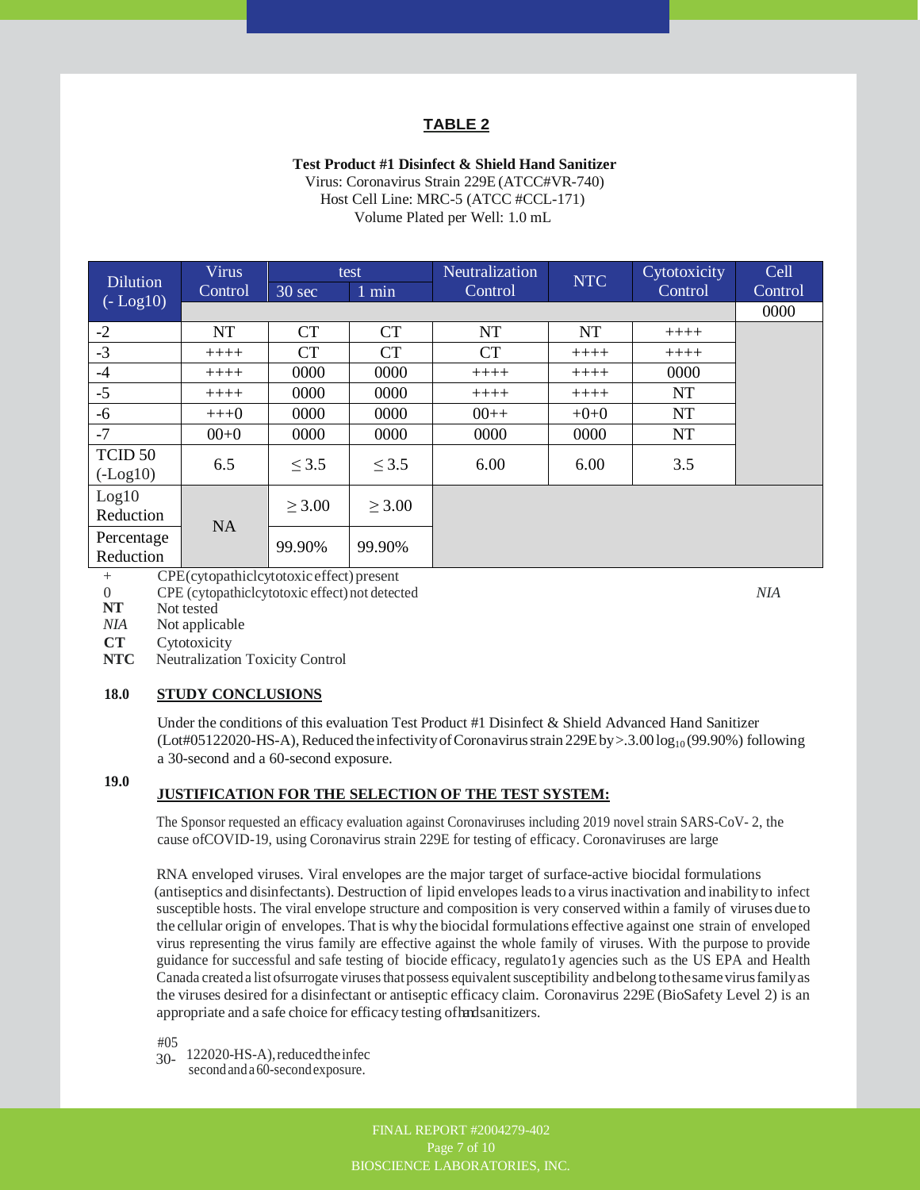## TABLE 2

**Test Product #1 Disinfect & Shield Hand Sanitizer**
Virus: Coronavirus Strain 229E (ATCC#VR-740)
Host Cell Line: MRC-5 (ATCC #CCL-171)
Volume Plated per Well: 1.0 mL

| Dilution (- Log10) | Virus Control | test | | Neutralization Control | NTC | Cytotoxicity Control | Cell Control |
|---|---|---|---|---|---|---|---|
| | | 30 sec | 1 min | | | | 0000 |
| -2 | NT | CT | CT | NT | NT | ++++ | |
| -3 | ++++ | CT | CT | CT | ++++ | ++++ | |
| -4 | ++++ | 0000 | 0000 | ++++ | ++++ | 0000 | |
| -5 | ++++ | 0000 | 0000 | ++++ | ++++ | NT | |
| -6 | +++0 | 0000 | 0000 | 00++ | +0+0 | NT | |
| -7 | 00+0 | 0000 | 0000 | 0000 | 0000 | NT | |
| TCID 50 (-Log10) | 6.5 | ≤ 3.5 | ≤ 3.5 | 6.00 | 6.00 | 3.5 | |
| Log10 Reduction | NA | ≥ 3.00 | ≥ 3.00 | | | | |
| Percentage Reduction | | 99.90% | 99.90% | | | | |

\+ CPE(cytopathiclcytotoxic effect) present
0 CPE (cytopathiclcytotoxic effect) not detected
**NT** Not tested
*NIA* Not applicable
**CT** Cytotoxicity
**NTC** Neutralization Toxicity Control

*NIA*

### 18.0 STUDY CONCLUSIONS

Under the conditions of this evaluation Test Product #1 Disinfect & Shield Advanced Hand Sanitizer (Lot#05122020-HS-A), Reduced the infectivity of Coronavirus strain 229E by >.3.00 $\log_{10}$ (99.90%) following a 30-second and a 60-second exposure.

### 19.0 JUSTIFICATION FOR THE SELECTION OF THE TEST SYSTEM:

The Sponsor requested an efficacy evaluation against Coronaviruses including 2019 novel strain SARS-CoV- 2, the cause ofCOVID-19, using Coronavirus strain 229E for testing of efficacy. Coronaviruses are large

RNA enveloped viruses. Viral envelopes are the major target of surface-active biocidal formulations (antiseptics and disinfectants). Destruction of lipid envelopes leads to a virus inactivation and inability to infect susceptible hosts. The viral envelope structure and composition is very conserved within a family of viruses due to the cellular origin of envelopes. That is why the biocidal formulations effective against one strain of enveloped virus representing the virus family are effective against the whole family of viruses. With the purpose to provide guidance for successful and safe testing of biocide efficacy, regulato1y agencies such as the US EPA and Health Canada created a list ofsurrogate viruses that possess equivalent susceptibility and belong to the same virus family as the viruses desired for a disinfectant or antiseptic efficacy claim. Coronavirus 229E (BioSafety Level 2) is an appropriate and a safe choice for efficacy testing ofhandsanitizers.

#05 122020-HS-A), reduced the infec
30- second and a 60-second exposure.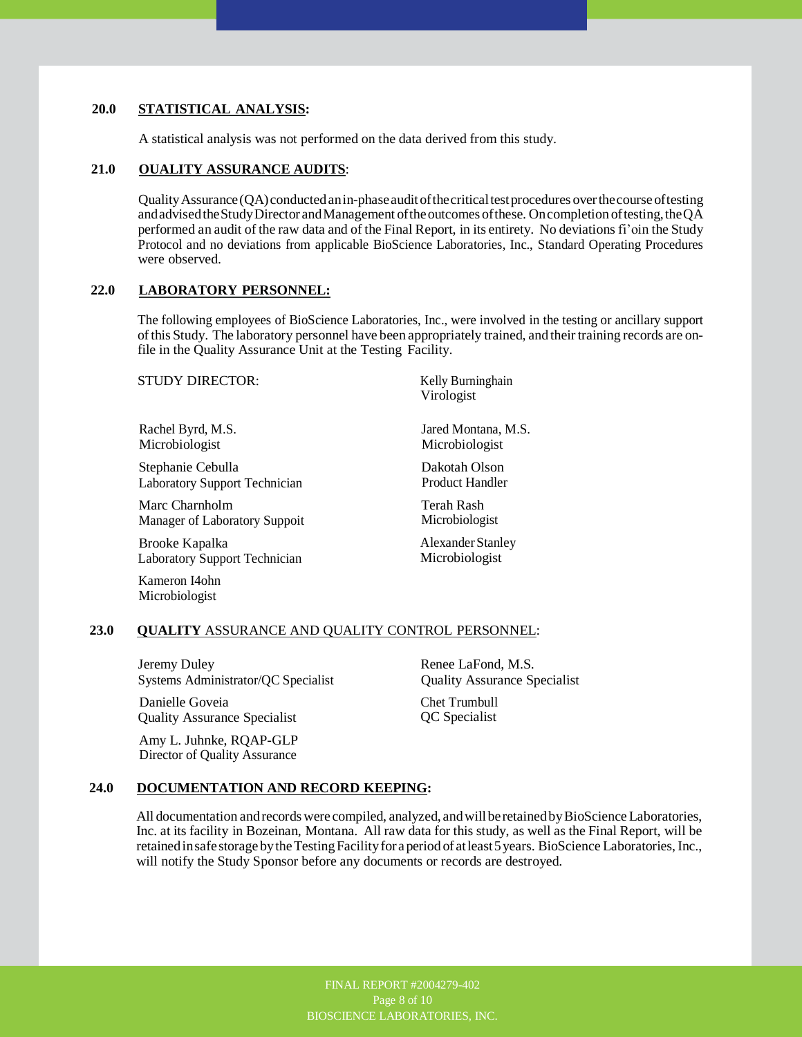**20.0 STATISTICAL ANALYSIS:**

A statistical analysis was not performed on the data derived from this study.

**21.0 QUALITY ASSURANCE AUDITS:**

Quality Assurance (QA) conducted an in-phase audit of the critical test procedures over the course of testing and advised the Study Director and Management of the outcomes of these. On completion of testing, the QA performed an audit of the raw data and of the Final Report, in its entirety. No deviations fi'oin the Study Protocol and no deviations from applicable BioScience Laboratories, Inc., Standard Operating Procedures were observed.

**22.0 LABORATORY PERSONNEL:**

The following employees of BioScience Laboratories, Inc., were involved in the testing or ancillary support of this Study. The laboratory personnel have been appropriately trained, and their training records are on-file in the Quality Assurance Unit at the Testing Facility.

STUDY DIRECTOR: Kelly Burninghain
Virologist

Rachel Byrd, M.S.
Microbiologist

Stephanie Cebulla
Laboratory Support Technician

Marc Charnholm
Manager of Laboratory Suppoit

Brooke Kapalka
Laboratory Support Technician

Kameron I4ohn
Microbiologist

Jared Montana, M.S.
Microbiologist

Dakotah Olson
Product Handler

Terah Rash
Microbiologist

Alexander Stanley
Microbiologist

**23.0 QUALITY ASSURANCE AND QUALITY CONTROL PERSONNEL:**

Jeremy Duley
Systems Administrator/QC Specialist

Danielle Goveia
Quality Assurance Specialist

Amy L. Juhnke, RQAP-GLP
Director of Quality Assurance

Renee LaFond, M.S.
Quality Assurance Specialist

Chet Trumbull
QC Specialist

**24.0 DOCUMENTATION AND RECORD KEEPING:**

All documentation and records were compiled, analyzed, and will be retained by BioScience Laboratories, Inc. at its facility in Bozeinan, Montana. All raw data for this study, as well as the Final Report, will be retained in safe storage by the Testing Facility for a period of at least 5 years. BioScience Laboratories, Inc., will notify the Study Sponsor before any documents or records are destroyed.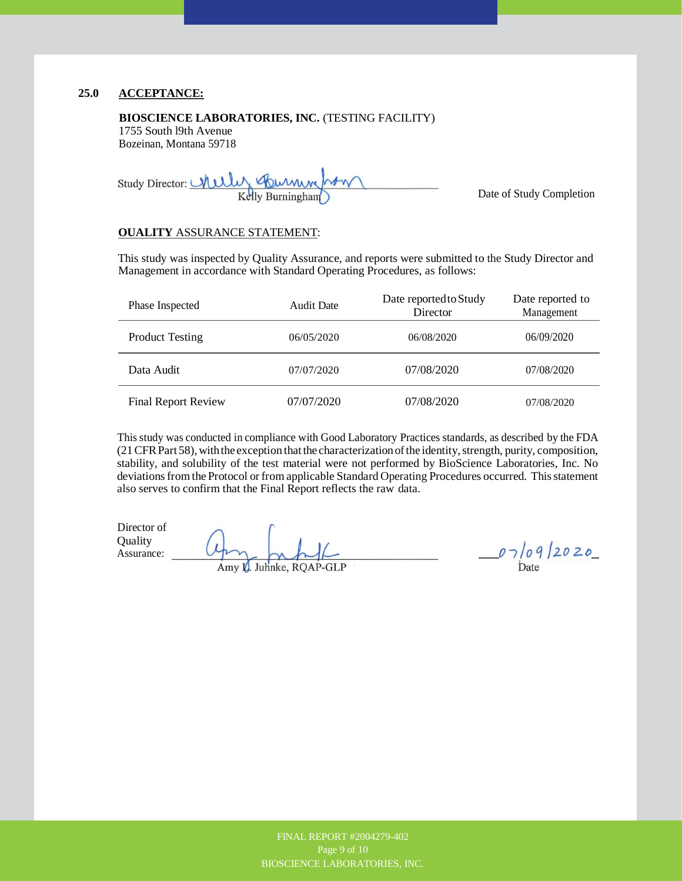## 25.0 ACCEPTANCE:

**BIOSCIENCE LABORATORIES, INC.** (TESTING FACILITY)
1755 South l9th Avenue
Bozeinan, Montana 59718

Study Director: Kelly Burningham

Date of Study Completion

**OUALITY** ASSURANCE STATEMENT:

This study was inspected by Quality Assurance, and reports were submitted to the Study Director and Management in accordance with Standard Operating Procedures, as follows:

| Phase Inspected | Audit Date | Date reported to Study Director | Date reported to Management |
|---|---|---|---|
| Product Testing | 06/05/2020 | 06/08/2020 | 06/09/2020 |
| Data Audit | 07/07/2020 | 07/08/2020 | 07/08/2020 |
| Final Report Review | 07/07/2020 | 07/08/2020 | 07/08/2020 |

This study was conducted in compliance with Good Laboratory Practices standards, as described by the FDA (21 CFR Part 58), with the exception that the characterization of the identity, strength, purity, composition, stability, and solubility of the test material were not performed by BioScience Laboratories, Inc. No deviations from the Protocol or from applicable Standard Operating Procedures occurred. This statement also serves to confirm that the Final Report reflects the raw data.

Director of Quality Assurance: Amy U. Juhnke, RQAP-GLP

07/09/2020
Date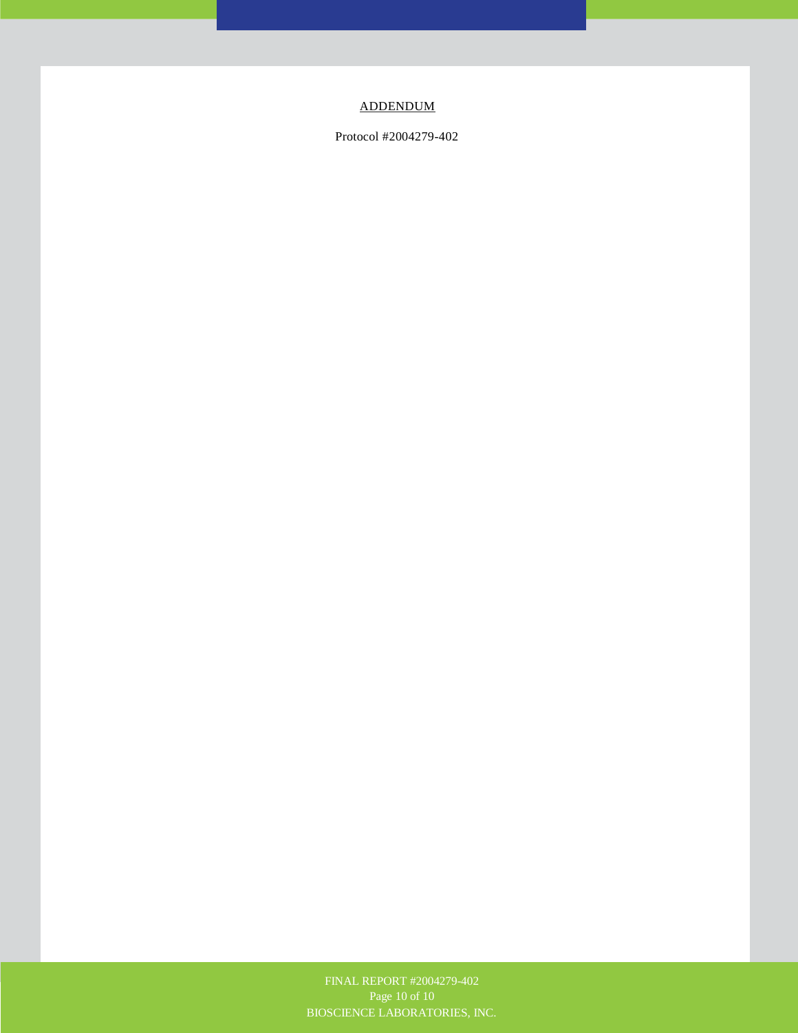ADDENDUM

Protocol #2004279-402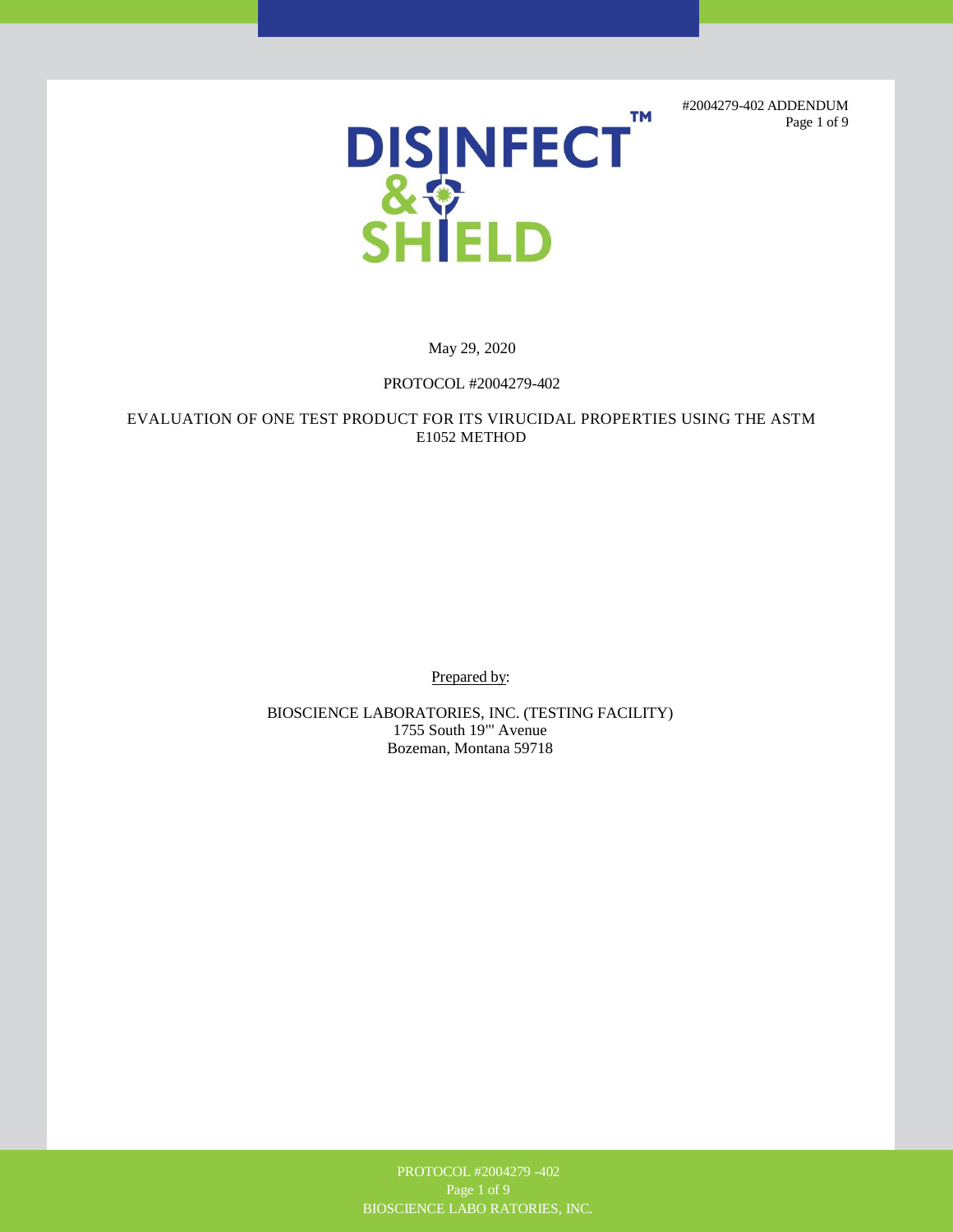May 29, 2020

PROTOCOL #2004279-402

EVALUATION OF ONE TEST PRODUCT FOR ITS VIRUCIDAL PROPERTIES USING THE ASTM E1052 METHOD

Prepared by:

BIOSCIENCE LABORATORIES, INC. (TESTING FACILITY)
1755 South 19''' Avenue
Bozeman, Montana 59718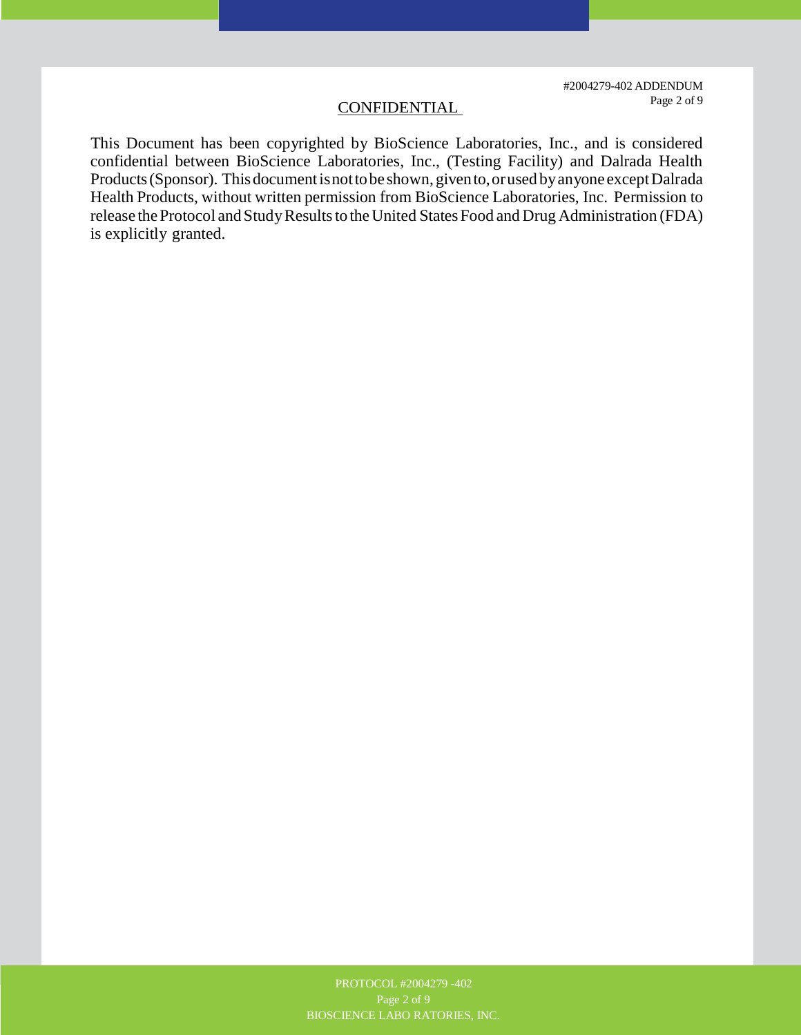CONFIDENTIAL

This Document has been copyrighted by BioScience Laboratories, Inc., and is considered confidential between BioScience Laboratories, Inc., (Testing Facility) and Dalrada Health Products (Sponsor). This document is not to be shown, given to, or used by anyone except Dalrada Health Products, without written permission from BioScience Laboratories, Inc. Permission to release the Protocol and Study Results to the United States Food and Drug Administration (FDA) is explicitly granted.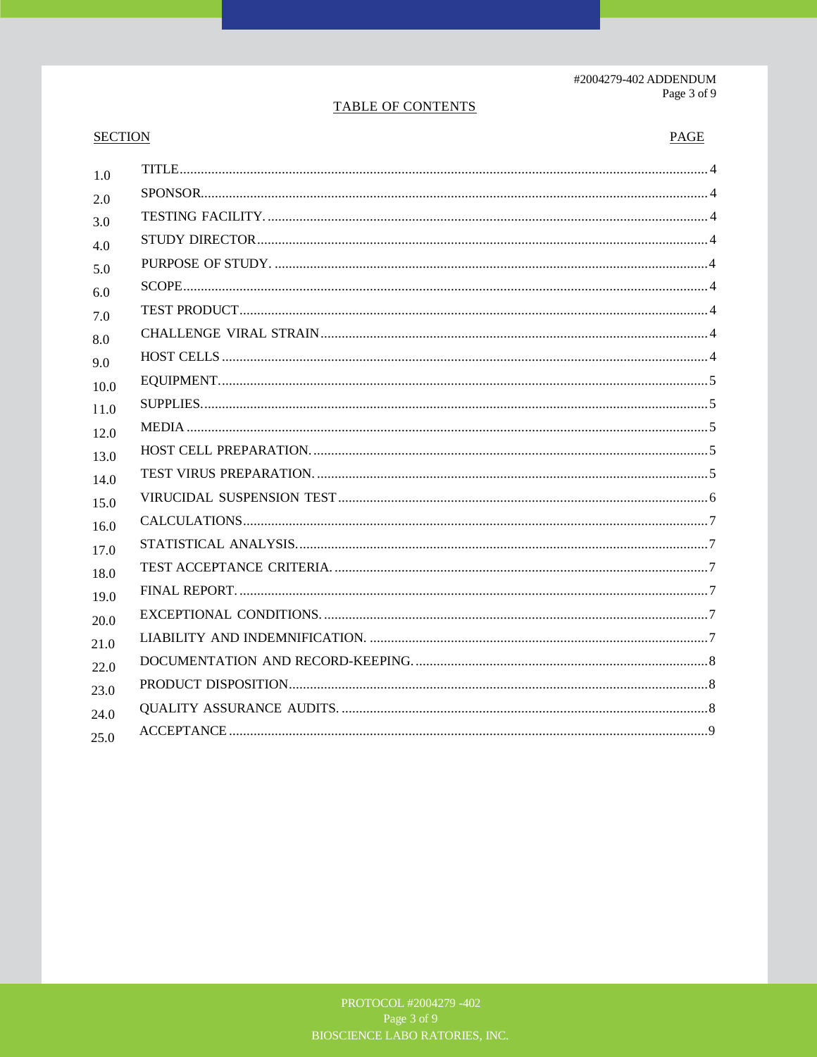## TABLE OF CONTENTS

| SECTION | | PAGE |
|---|---|---|
| 1.0 | TITLE | 4 |
| 2.0 | SPONSOR | 4 |
| 3.0 | TESTING FACILITY. | 4 |
| 4.0 | STUDY DIRECTOR | 4 |
| 5.0 | PURPOSE OF STUDY. | 4 |
| 6.0 | SCOPE | 4 |
| 7.0 | TEST PRODUCT | 4 |
| 8.0 | CHALLENGE VIRAL STRAIN | 4 |
| 9.0 | HOST CELLS | 4 |
| 10.0 | EQUIPMENT. | 5 |
| 11.0 | SUPPLIES. | 5 |
| 12.0 | MEDIA | 5 |
| 13.0 | HOST CELL PREPARATION. | 5 |
| 14.0 | TEST VIRUS PREPARATION. | 5 |
| 15.0 | VIRUCIDAL SUSPENSION TEST | 6 |
| 16.0 | CALCULATIONS | 7 |
| 17.0 | STATISTICAL ANALYSIS. | 7 |
| 18.0 | TEST ACCEPTANCE CRITERIA. | 7 |
| 19.0 | FINAL REPORT. | 7 |
| 20.0 | EXCEPTIONAL CONDITIONS. | 7 |
| 21.0 | LIABILITY AND INDEMNIFICATION. | 7 |
| 22.0 | DOCUMENTATION AND RECORD-KEEPING. | 8 |
| 23.0 | PRODUCT DISPOSITION | 8 |
| 24.0 | QUALITY ASSURANCE AUDITS. | 8 |
| 25.0 | ACCEPTANCE | 9 |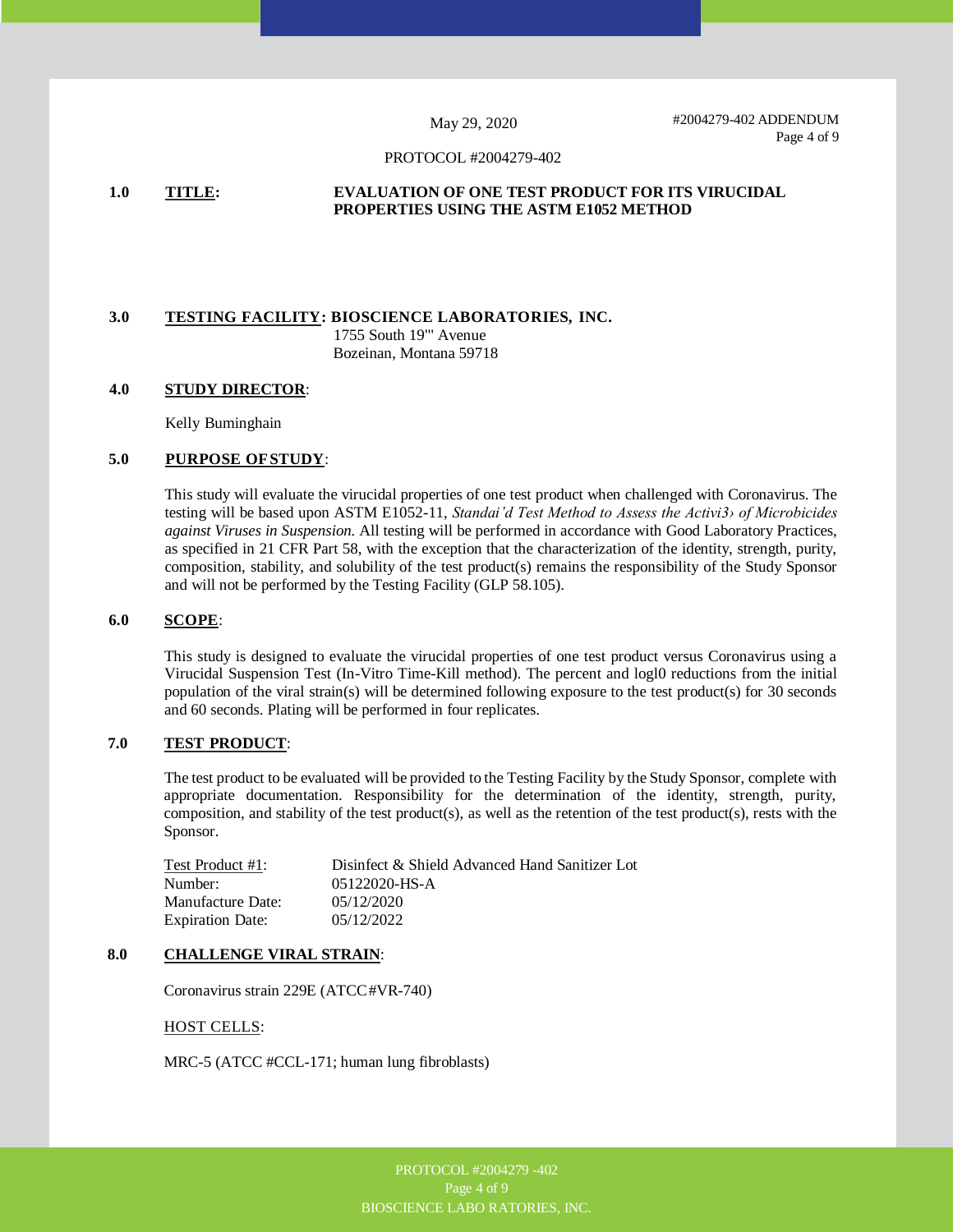May 29, 2020

#2004279-402 ADDENDUM

PROTOCOL #2004279-402

**1.0 TITLE: EVALUATION OF ONE TEST PRODUCT FOR ITS VIRUCIDAL PROPERTIES USING THE ASTM E1052 METHOD**

**3.0 TESTING FACILITY: BIOSCIENCE LABORATORIES, INC.**
1755 South 19"' Avenue
Bozeinan, Montana 59718

**4.0 STUDY DIRECTOR:**

Kelly Buminghain

**5.0 PURPOSE OF STUDY:**

This study will evaluate the virucidal properties of one test product when challenged with Coronavirus. The testing will be based upon ASTM E1052-11, *Standai'd Test Method to Assess the Activi3› of Microbicides against Viruses in Suspension.* All testing will be performed in accordance with Good Laboratory Practices, as specified in 21 CFR Part 58, with the exception that the characterization of the identity, strength, purity, composition, stability, and solubility of the test product(s) remains the responsibility of the Study Sponsor and will not be performed by the Testing Facility (GLP 58.105).

**6.0 SCOPE:**

This study is designed to evaluate the virucidal properties of one test product versus Coronavirus using a Virucidal Suspension Test (In-Vitro Time-Kill method). The percent and logl0 reductions from the initial population of the viral strain(s) will be determined following exposure to the test product(s) for 30 seconds and 60 seconds. Plating will be performed in four replicates.

**7.0 TEST PRODUCT:**

The test product to be evaluated will be provided to the Testing Facility by the Study Sponsor, complete with appropriate documentation. Responsibility for the determination of the identity, strength, purity, composition, and stability of the test product(s), as well as the retention of the test product(s), rests with the Sponsor.

Test Product #1: Disinfect & Shield Advanced Hand Sanitizer Lot
Number: 05122020-HS-A
Manufacture Date: 05/12/2020
Expiration Date: 05/12/2022

**8.0 CHALLENGE VIRAL STRAIN:**

Coronavirus strain 229E (ATCC#VR-740)

HOST CELLS:

MRC-5 (ATCC #CCL-171; human lung fibroblasts)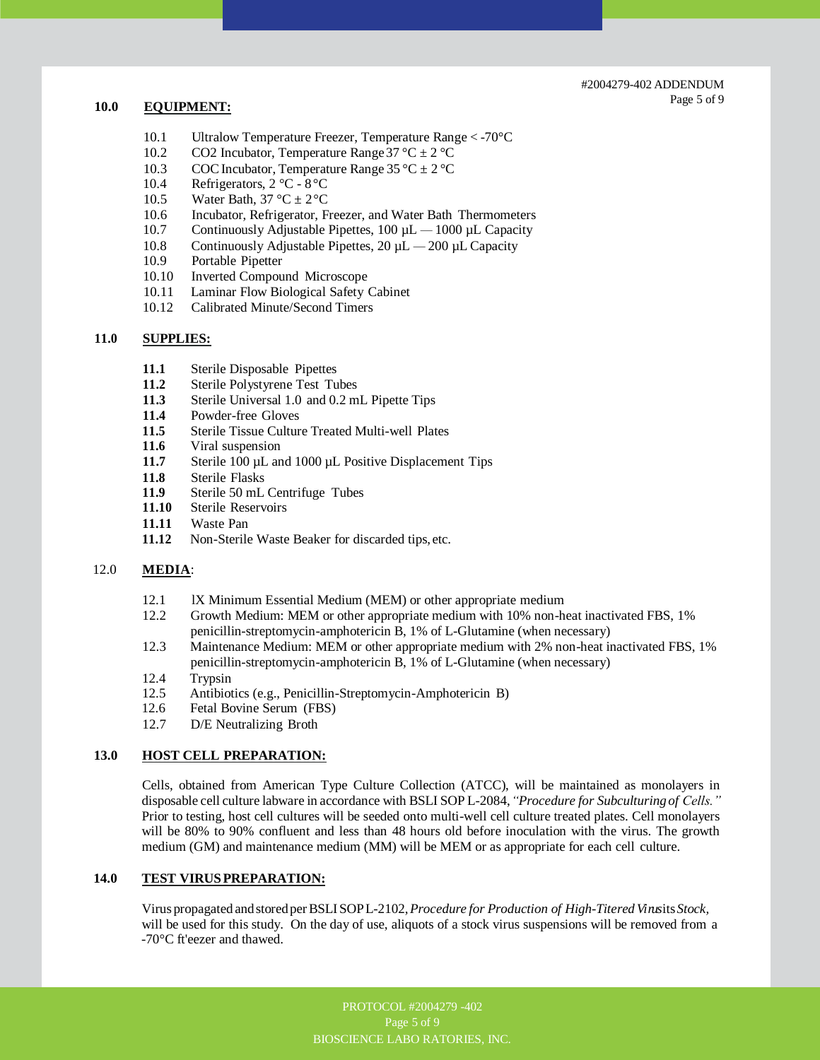## 10.0 EQUIPMENT:

10.1 Ultralow Temperature Freezer, Temperature Range < -70°C
10.2 CO2 Incubator, Temperature Range 37 °C ± 2 °C
10.3 COC Incubator, Temperature Range 35 °C ± 2 °C
10.4 Refrigerators, 2 °C - 8 °C
10.5 Water Bath, 37 °C ± 2 °C
10.6 Incubator, Refrigerator, Freezer, and Water Bath Thermometers
10.7 Continuously Adjustable Pipettes, 100 µL — 1000 µL Capacity
10.8 Continuously Adjustable Pipettes, 20 µL — 200 µL Capacity
10.9 Portable Pipetter
10.10 Inverted Compound Microscope
10.11 Laminar Flow Biological Safety Cabinet
10.12 Calibrated Minute/Second Timers

## 11.0 SUPPLIES:

**11.1** Sterile Disposable Pipettes
**11.2** Sterile Polystyrene Test Tubes
**11.3** Sterile Universal 1.0 and 0.2 mL Pipette Tips
**11.4** Powder-free Gloves
**11.5** Sterile Tissue Culture Treated Multi-well Plates
**11.6** Viral suspension
**11.7** Sterile 100 µL and 1000 µL Positive Displacement Tips
**11.8** Sterile Flasks
**11.9** Sterile 50 mL Centrifuge Tubes
**11.10** Sterile Reservoirs
**11.11** Waste Pan
**11.12** Non-Sterile Waste Beaker for discarded tips, etc.

## 12.0 MEDIA:

12.1 lX Minimum Essential Medium (MEM) or other appropriate medium
12.2 Growth Medium: MEM or other appropriate medium with 10% non-heat inactivated FBS, 1% penicillin-streptomycin-amphotericin B, 1% of L-Glutamine (when necessary)
12.3 Maintenance Medium: MEM or other appropriate medium with 2% non-heat inactivated FBS, 1% penicillin-streptomycin-amphotericin B, 1% of L-Glutamine (when necessary)
12.4 Trypsin
12.5 Antibiotics (e.g., Penicillin-Streptomycin-Amphotericin B)
12.6 Fetal Bovine Serum (FBS)
12.7 D/E Neutralizing Broth

## 13.0 HOST CELL PREPARATION:

Cells, obtained from American Type Culture Collection (ATCC), will be maintained as monolayers in disposable cell culture labware in accordance with BSLI SOP L-2084, *"Procedure for Subculturing of Cells."* Prior to testing, host cell cultures will be seeded onto multi-well cell culture treated plates. Cell monolayers will be 80% to 90% confluent and less than 48 hours old before inoculation with the virus. The growth medium (GM) and maintenance medium (MM) will be MEM or as appropriate for each cell culture.

## 14.0 TEST VIRUS PREPARATION:

Virus propagated and stored per BSLI SOP L-2102, *Procedure for Production of High-Titered Virus*its *Stock,* will be used for this study. On the day of use, aliquots of a stock virus suspensions will be removed from a -70°C ft'eezer and thawed.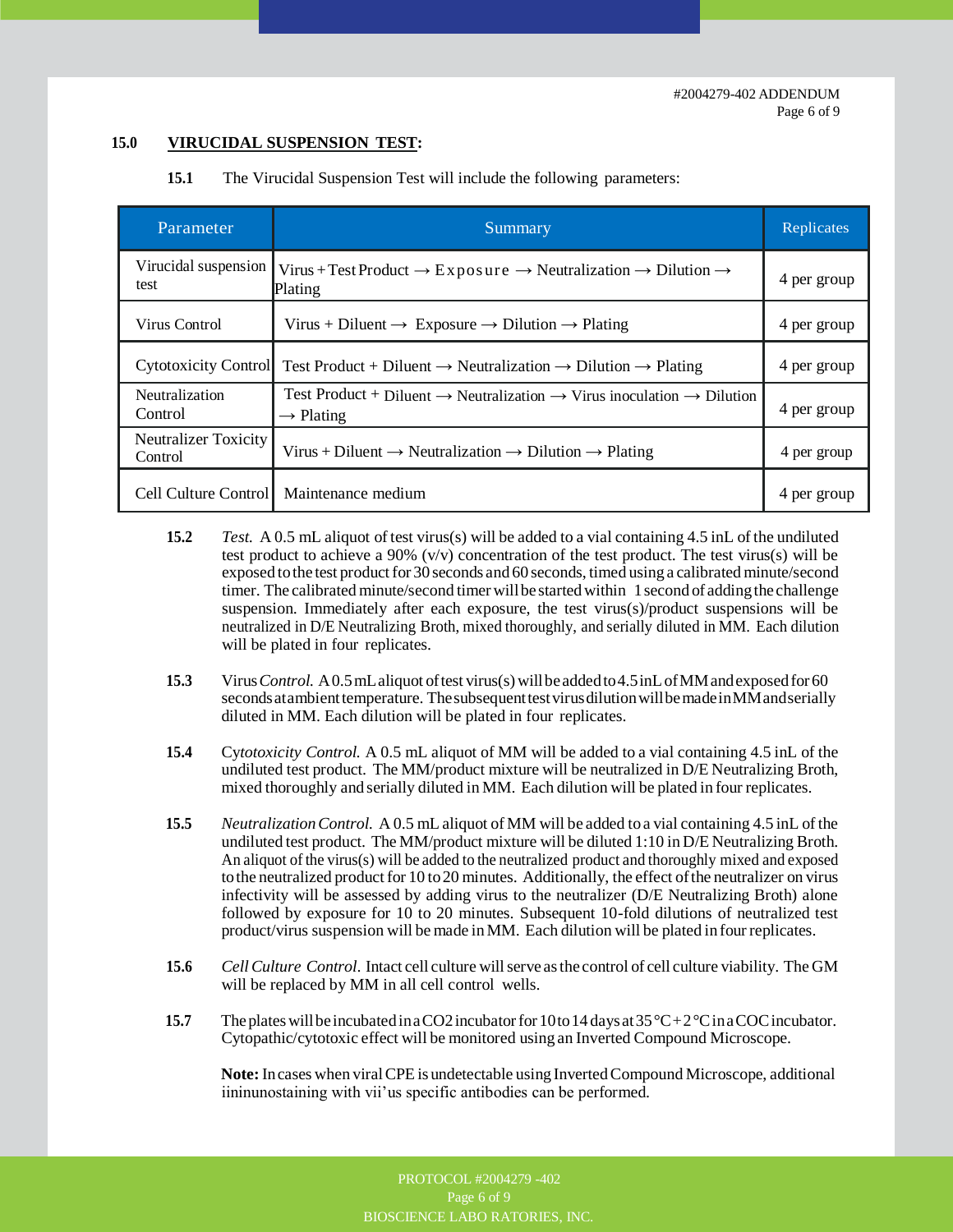## 15.0 VIRUCIDAL SUSPENSION TEST:

**15.1** The Virucidal Suspension Test will include the following parameters:

| Parameter | Summary | Replicates |
|---|---|---|
| Virucidal suspension test | Virus + Test Product → Exposure → Neutralization → Dilution → Plating | 4 per group |
| Virus Control | Virus + Diluent → Exposure → Dilution → Plating | 4 per group |
| Cytotoxicity Control | Test Product + Diluent → Neutralization → Dilution → Plating | 4 per group |
| Neutralization Control | Test Product + Diluent → Neutralization → Virus inoculation → Dilution → Plating | 4 per group |
| Neutralizer Toxicity Control | Virus + Diluent → Neutralization → Dilution → Plating | 4 per group |
| Cell Culture Control | Maintenance medium | 4 per group |

**15.2** *Test.* A 0.5 mL aliquot of test virus(s) will be added to a vial containing 4.5 inL of the undiluted test product to achieve a 90% (v/v) concentration of the test product. The test virus(s) will be exposed to the test product for 30 seconds and 60 seconds, timed using a calibrated minute/second timer. The calibrated minute/second timer will be started within 1 second of adding the challenge suspension. Immediately after each exposure, the test virus(s)/product suspensions will be neutralized in D/E Neutralizing Broth, mixed thoroughly, and serially diluted in MM. Each dilution will be plated in four replicates.

**15.3** Virus *Control.* A 0.5 mL aliquot of test virus(s) will be added to 4.5 inL of MM and exposed for 60 seconds at ambient temperature. The subsequent test virus dilution will be made in MM and serially diluted in MM. Each dilution will be plated in four replicates.

**15.4** Cy*totoxicity Control.* A 0.5 mL aliquot of MM will be added to a vial containing 4.5 inL of the undiluted test product. The MM/product mixture will be neutralized in D/E Neutralizing Broth, mixed thoroughly and serially diluted in MM. Each dilution will be plated in four replicates.

**15.5** *Neutralization Control.* A 0.5 mL aliquot of MM will be added to a vial containing 4.5 inL of the undiluted test product. The MM/product mixture will be diluted 1:10 in D/E Neutralizing Broth. An aliquot of the virus(s) will be added to the neutralized product and thoroughly mixed and exposed to the neutralized product for 10 to 20 minutes. Additionally, the effect of the neutralizer on virus infectivity will be assessed by adding virus to the neutralizer (D/E Neutralizing Broth) alone followed by exposure for 10 to 20 minutes. Subsequent 10-fold dilutions of neutralized test product/virus suspension will be made in MM. Each dilution will be plated in four replicates.

**15.6** *Cell Culture Control.* Intact cell culture will serve as the control of cell culture viability. The GM will be replaced by MM in all cell control wells.

**15.7** The plates will be incubated in a CO2 incubator for 10 to 14 days at 35 °C + 2 °C in a COC incubator. Cytopathic/cytotoxic effect will be monitored using an Inverted Compound Microscope.

**Note:** In cases when viral CPE is undetectable using Inverted Compound Microscope, additional iiinunostaining with vii'us specific antibodies can be performed.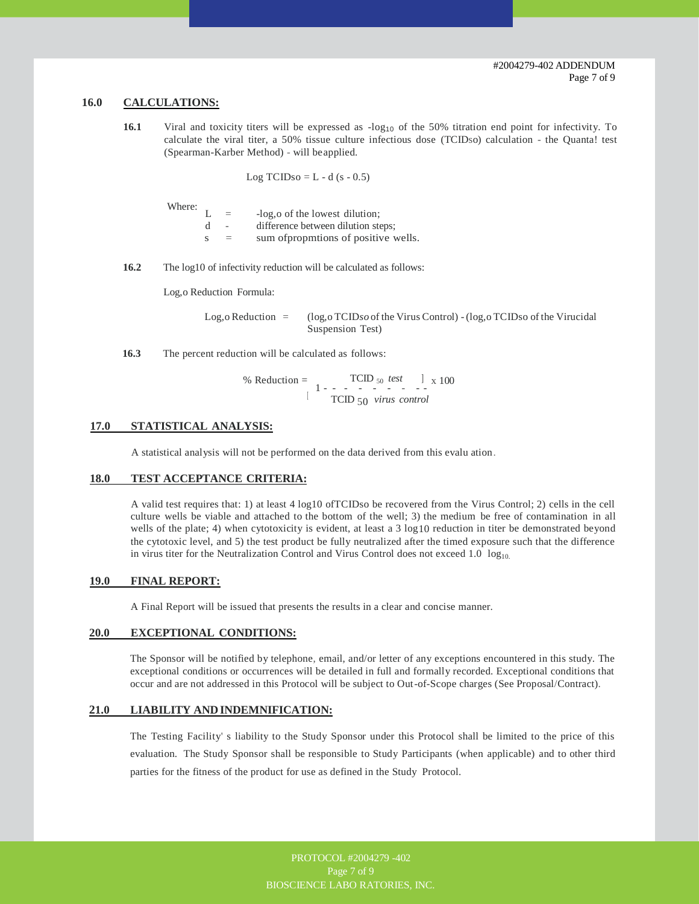## 16.0 CALCULATIONS:

**16.1** Viral and toxicity titers will be expressed as $-\log_{10}$ of the 50% titration end point for infectivity. To calculate the viral titer, a 50% tissue culture infectious dose ($TCID_{50}$) calculation - the Quanta! test (Spearman-Karber Method) - will beapplied.

$$\text{Log } TCID_{50} = L - d\,(s - 0.5)$$

Where:

- L = $-\log_{10}$ of the lowest dilution;
- d - difference between dilution steps;
- s = sum ofpropmtions of positive wells.

**16.2** The log10 of infectivity reduction will be calculated as follows:

$Log_{10}$ Reduction Formula:

$$Log_{10} \text{ Reduction} = (\log_{10} TCID_{50} \text{ of the Virus Control}) - (\log_{10} TCID_{50} \text{ of the Virucidal Suspension Test})$$

**16.3** The percent reduction will be calculated as follows:

$$\% \text{ Reduction} = \left[1 - \frac{TCID_{50}\ \textit{test}}{TCID_{50}\ \textit{virus control}}\right] \times 100$$

## 17.0 STATISTICAL ANALYSIS:

A statistical analysis will not be performed on the data derived from this evalu ation.

## 18.0 TEST ACCEPTANCE CRITERIA:

A valid test requires that: 1) at least 4 log10 of$TCID_{50}$ be recovered from the Virus Control; 2) cells in the cell culture wells be viable and attached to the bottom of the well; 3) the medium be free of contamination in all wells of the plate; 4) when cytotoxicity is evident, at least a 3 log10 reduction in titer be demonstrated beyond the cytotoxic level, and 5) the test product be fully neutralized after the timed exposure such that the difference in virus titer for the Neutralization Control and Virus Control does not exceed 1.0 $\log_{10}$.

## 19.0 FINAL REPORT:

A Final Report will be issued that presents the results in a clear and concise manner.

## 20.0 EXCEPTIONAL CONDITIONS:

The Sponsor will be notified by telephone, email, and/or letter of any exceptions encountered in this study. The exceptional conditions or occurrences will be detailed in full and formally recorded. Exceptional conditions that occur and are not addressed in this Protocol will be subject to Out-of-Scope charges (See Proposal/Contract).

## 21.0 LIABILITY AND INDEMNIFICATION:

The Testing Facility' s liability to the Study Sponsor under this Protocol shall be limited to the price of this evaluation. The Study Sponsor shall be responsible to Study Participants (when applicable) and to other third parties for the fitness of the product for use as defined in the Study Protocol.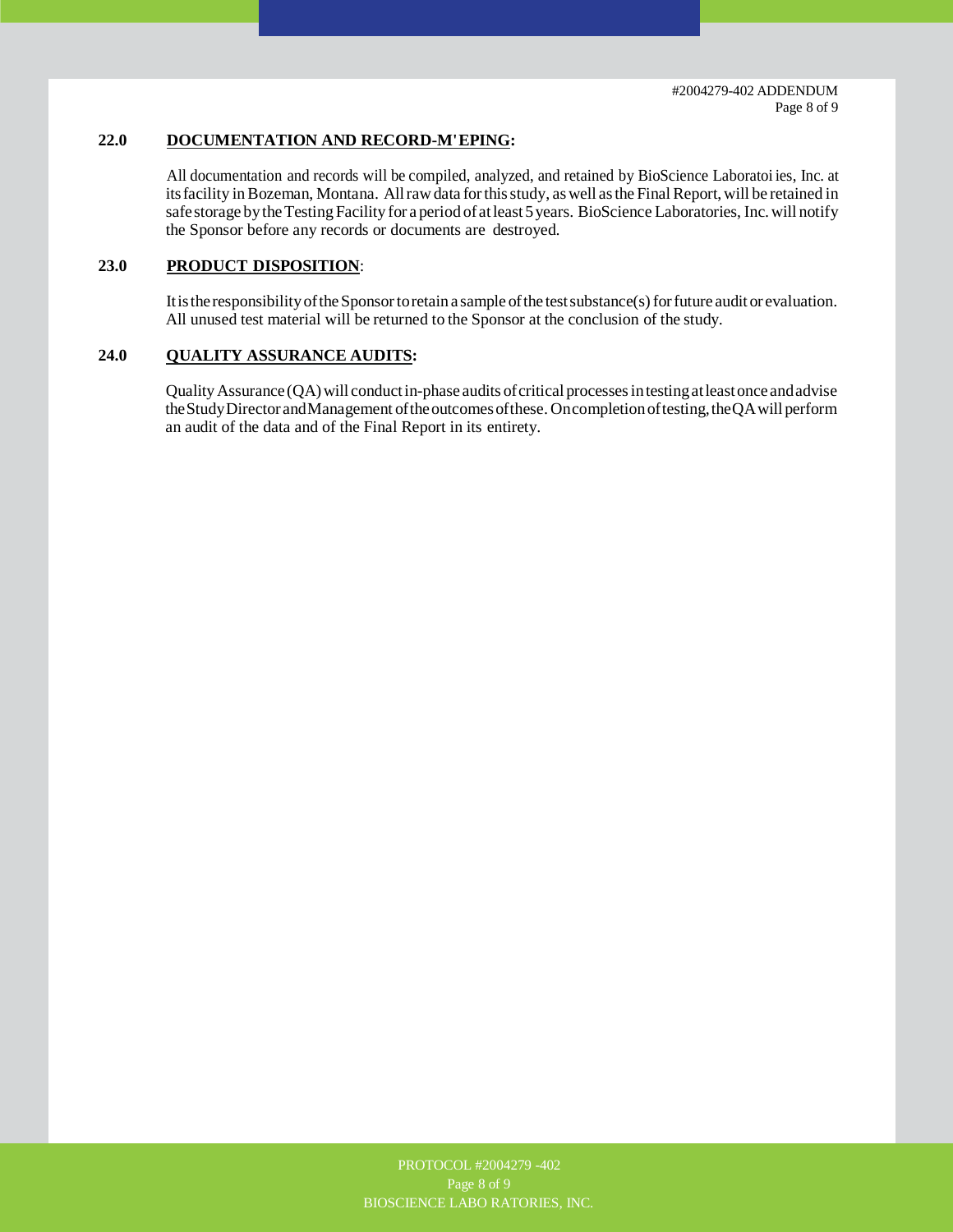## 22.0 DOCUMENTATION AND RECORD-M'EPING:

All documentation and records will be compiled, analyzed, and retained by BioScience Laboratoi ies, Inc. at its facility in Bozeman, Montana. All raw data for this study, as well as the Final Report, will be retained in safe storage by the Testing Facility for a period of at least 5 years. BioScience Laboratories, Inc. will notify the Sponsor before any records or documents are destroyed.

## 23.0 PRODUCT DISPOSITION:

It is the responsibility of the Sponsor to retain a sample of the test substance(s) for future audit or evaluation. All unused test material will be returned to the Sponsor at the conclusion of the study.

## 24.0 QUALITY ASSURANCE AUDITS:

Quality Assurance (QA) will conduct in-phase audits of critical processes in testing at least once and advise the Study Director and Management of the outcomes of these. On completion of testing, the QA will perform an audit of the data and of the Final Report in its entirety.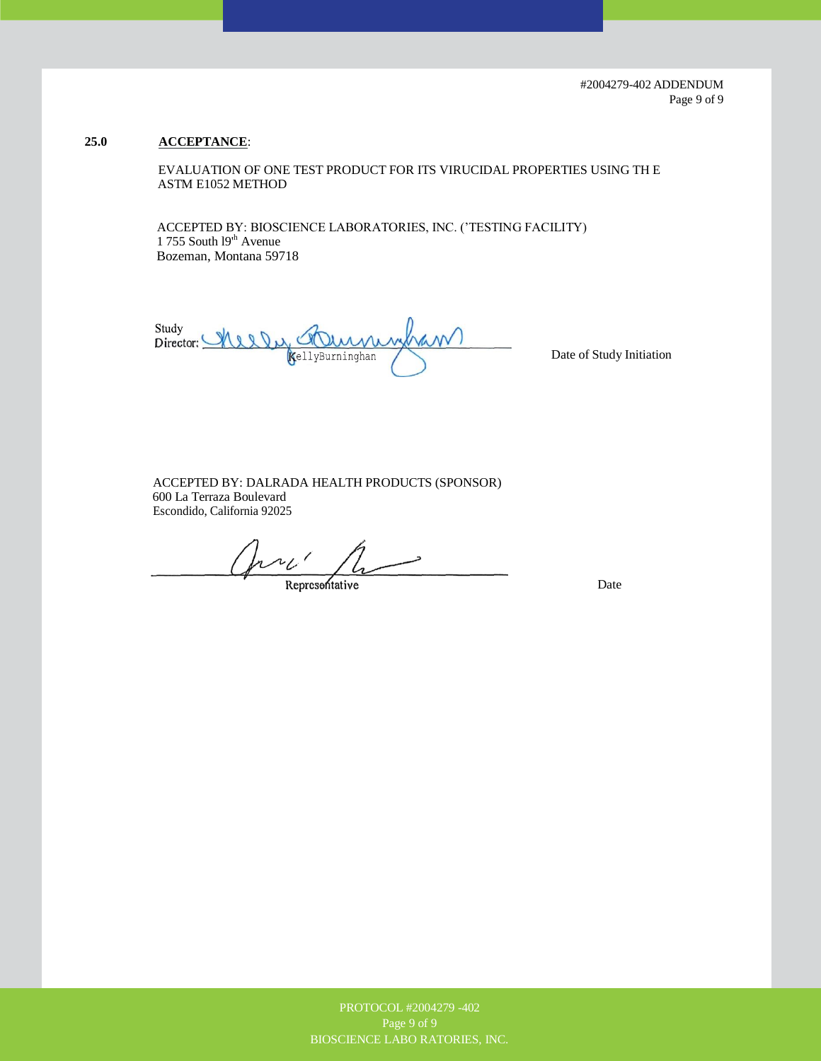## 25.0 ACCEPTANCE:

EVALUATION OF ONE TEST PRODUCT FOR ITS VIRUCIDAL PROPERTIES USING TH E ASTM E1052 METHOD

ACCEPTED BY: BIOSCIENCE LABORATORIES, INC. ('TESTING FACILITY)
1 755 South l9th Avenue
Bozeman, Montana 59718

Study Director: KellyBurninghan

Date of Study Initiation

ACCEPTED BY: DALRADA HEALTH PRODUCTS (SPONSOR)
600 La Terraza Boulevard
Escondido, California 92025

Representative

Date